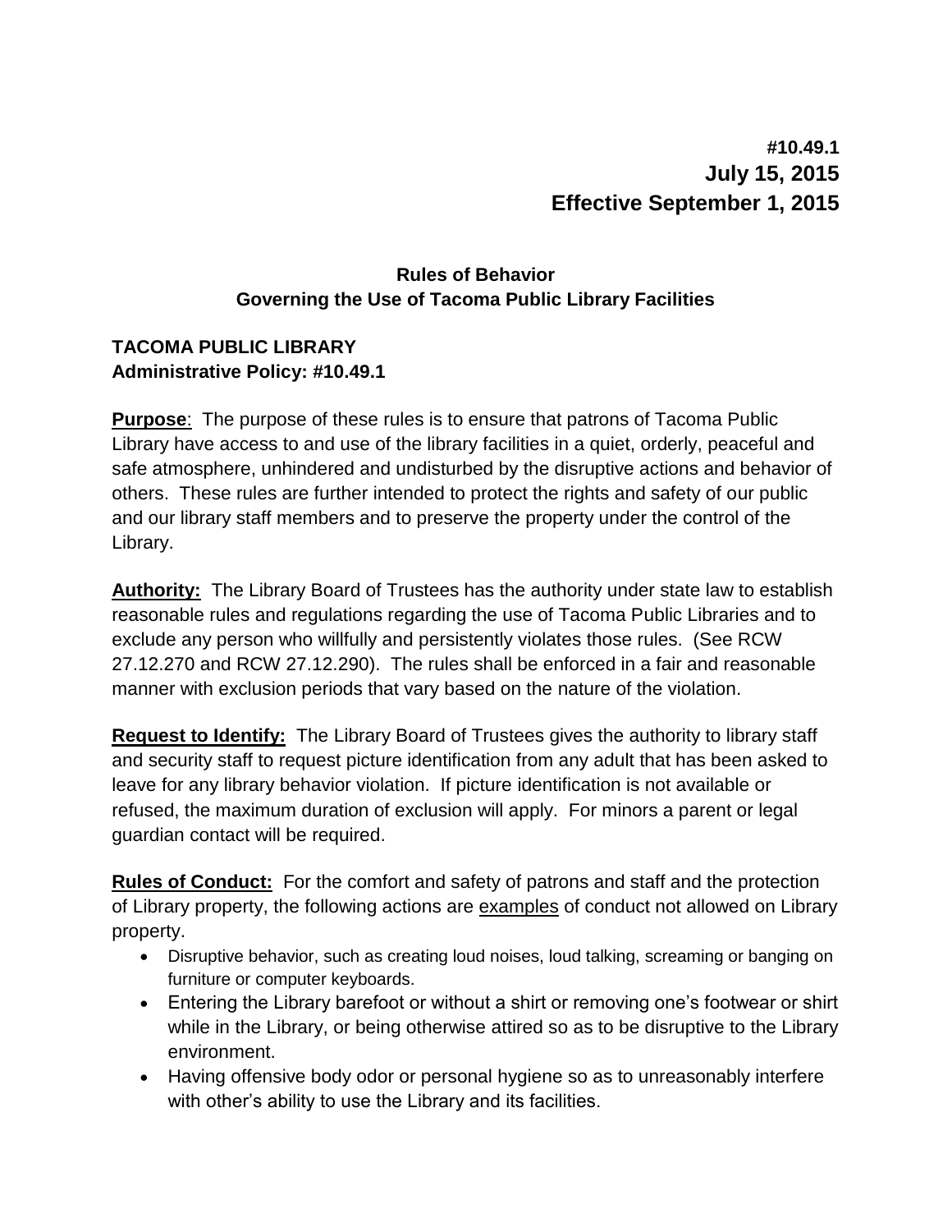**#10.49.1**
**July 15, 2015**
**Effective September 1, 2015**

## Rules of Behavior
## Governing the Use of Tacoma Public Library Facilities

**TACOMA PUBLIC LIBRARY**
**Administrative Policy: #10.49.1**

**Purpose**: The purpose of these rules is to ensure that patrons of Tacoma Public Library have access to and use of the library facilities in a quiet, orderly, peaceful and safe atmosphere, unhindered and undisturbed by the disruptive actions and behavior of others. These rules are further intended to protect the rights and safety of our public and our library staff members and to preserve the property under the control of the Library.

**Authority:** The Library Board of Trustees has the authority under state law to establish reasonable rules and regulations regarding the use of Tacoma Public Libraries and to exclude any person who willfully and persistently violates those rules. (See RCW 27.12.270 and RCW 27.12.290). The rules shall be enforced in a fair and reasonable manner with exclusion periods that vary based on the nature of the violation.

**Request to Identify:** The Library Board of Trustees gives the authority to library staff and security staff to request picture identification from any adult that has been asked to leave for any library behavior violation. If picture identification is not available or refused, the maximum duration of exclusion will apply. For minors a parent or legal guardian contact will be required.

**Rules of Conduct:** For the comfort and safety of patrons and staff and the protection of Library property, the following actions are examples of conduct not allowed on Library property.

- Disruptive behavior, such as creating loud noises, loud talking, screaming or banging on furniture or computer keyboards.
- Entering the Library barefoot or without a shirt or removing one's footwear or shirt while in the Library, or being otherwise attired so as to be disruptive to the Library environment.
- Having offensive body odor or personal hygiene so as to unreasonably interfere with other's ability to use the Library and its facilities.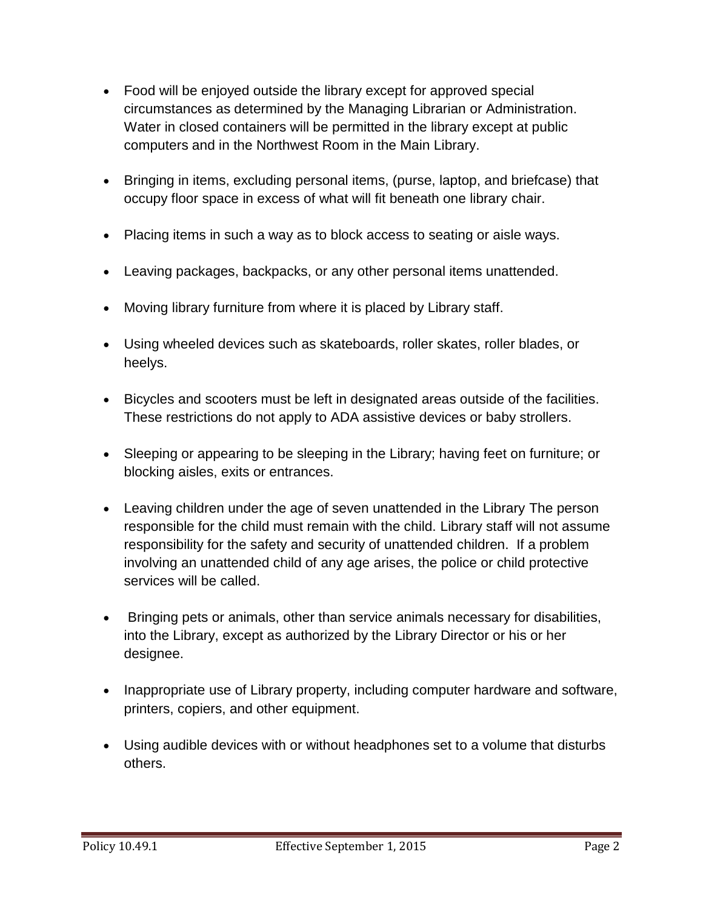- Food will be enjoyed outside the library except for approved special circumstances as determined by the Managing Librarian or Administration. Water in closed containers will be permitted in the library except at public computers and in the Northwest Room in the Main Library.

- Bringing in items, excluding personal items, (purse, laptop, and briefcase) that occupy floor space in excess of what will fit beneath one library chair.

- Placing items in such a way as to block access to seating or aisle ways.

- Leaving packages, backpacks, or any other personal items unattended.

- Moving library furniture from where it is placed by Library staff.

- Using wheeled devices such as skateboards, roller skates, roller blades, or heelys.

- Bicycles and scooters must be left in designated areas outside of the facilities. These restrictions do not apply to ADA assistive devices or baby strollers.

- Sleeping or appearing to be sleeping in the Library; having feet on furniture; or blocking aisles, exits or entrances.

- Leaving children under the age of seven unattended in the Library The person responsible for the child must remain with the child. Library staff will not assume responsibility for the safety and security of unattended children. If a problem involving an unattended child of any age arises, the police or child protective services will be called.

- Bringing pets or animals, other than service animals necessary for disabilities, into the Library, except as authorized by the Library Director or his or her designee.

- Inappropriate use of Library property, including computer hardware and software, printers, copiers, and other equipment.

- Using audible devices with or without headphones set to a volume that disturbs others.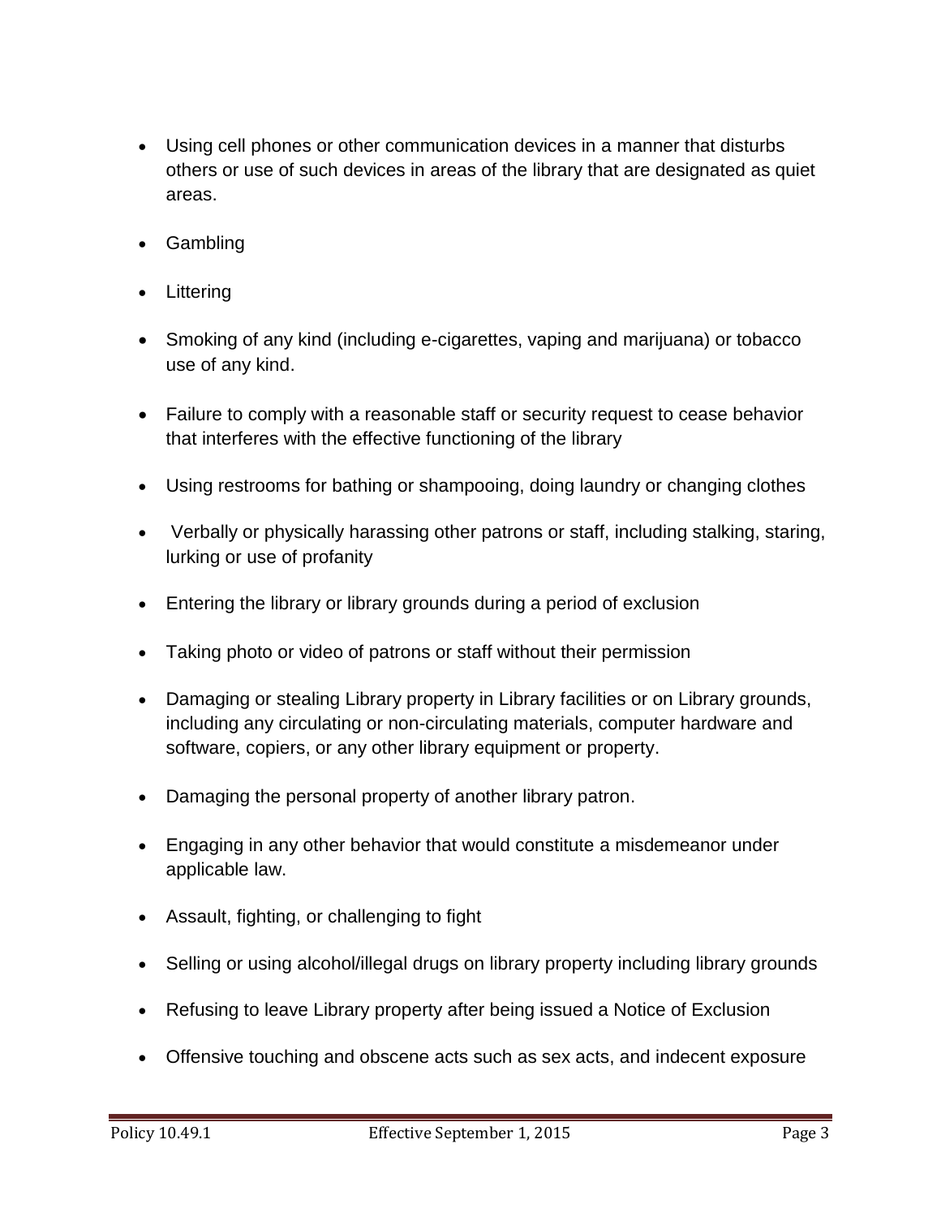- Using cell phones or other communication devices in a manner that disturbs others or use of such devices in areas of the library that are designated as quiet areas.
- Gambling
- Littering
- Smoking of any kind (including e-cigarettes, vaping and marijuana) or tobacco use of any kind.
- Failure to comply with a reasonable staff or security request to cease behavior that interferes with the effective functioning of the library
- Using restrooms for bathing or shampooing, doing laundry or changing clothes
- Verbally or physically harassing other patrons or staff, including stalking, staring, lurking or use of profanity
- Entering the library or library grounds during a period of exclusion
- Taking photo or video of patrons or staff without their permission
- Damaging or stealing Library property in Library facilities or on Library grounds, including any circulating or non-circulating materials, computer hardware and software, copiers, or any other library equipment or property.
- Damaging the personal property of another library patron.
- Engaging in any other behavior that would constitute a misdemeanor under applicable law.
- Assault, fighting, or challenging to fight
- Selling or using alcohol/illegal drugs on library property including library grounds
- Refusing to leave Library property after being issued a Notice of Exclusion
- Offensive touching and obscene acts such as sex acts, and indecent exposure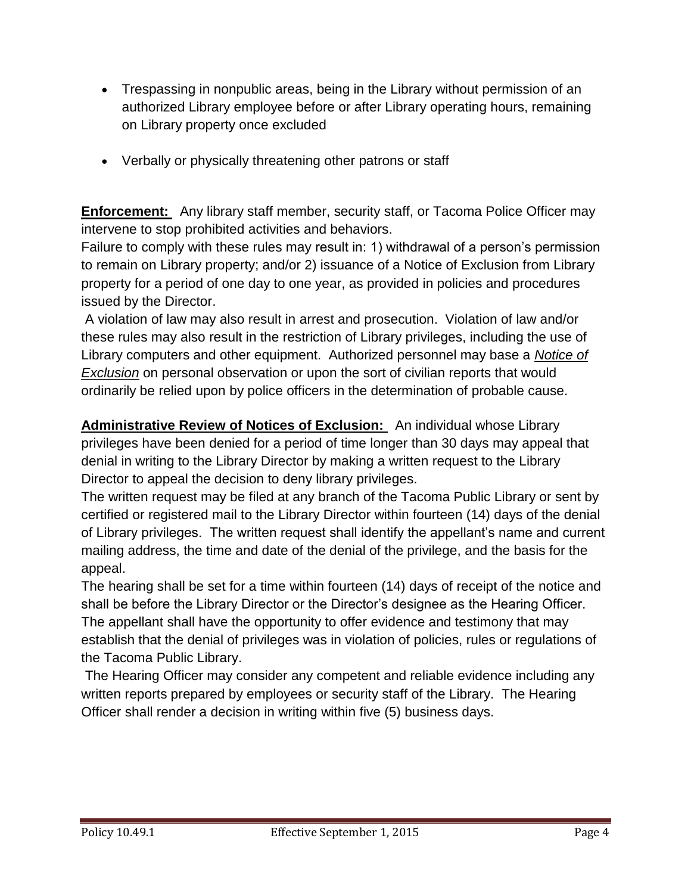- Trespassing in nonpublic areas, being in the Library without permission of an authorized Library employee before or after Library operating hours, remaining on Library property once excluded

- Verbally or physically threatening other patrons or staff

**Enforcement:** Any library staff member, security staff, or Tacoma Police Officer may intervene to stop prohibited activities and behaviors.

Failure to comply with these rules may result in: 1) withdrawal of a person's permission to remain on Library property; and/or 2) issuance of a Notice of Exclusion from Library property for a period of one day to one year, as provided in policies and procedures issued by the Director.

A violation of law may also result in arrest and prosecution. Violation of law and/or these rules may also result in the restriction of Library privileges, including the use of Library computers and other equipment. Authorized personnel may base a *Notice of Exclusion* on personal observation or upon the sort of civilian reports that would ordinarily be relied upon by police officers in the determination of probable cause.

**Administrative Review of Notices of Exclusion:** An individual whose Library privileges have been denied for a period of time longer than 30 days may appeal that denial in writing to the Library Director by making a written request to the Library Director to appeal the decision to deny library privileges.

The written request may be filed at any branch of the Tacoma Public Library or sent by certified or registered mail to the Library Director within fourteen (14) days of the denial of Library privileges. The written request shall identify the appellant's name and current mailing address, the time and date of the denial of the privilege, and the basis for the appeal.

The hearing shall be set for a time within fourteen (14) days of receipt of the notice and shall be before the Library Director or the Director's designee as the Hearing Officer. The appellant shall have the opportunity to offer evidence and testimony that may establish that the denial of privileges was in violation of policies, rules or regulations of the Tacoma Public Library.

The Hearing Officer may consider any competent and reliable evidence including any written reports prepared by employees or security staff of the Library. The Hearing Officer shall render a decision in writing within five (5) business days.